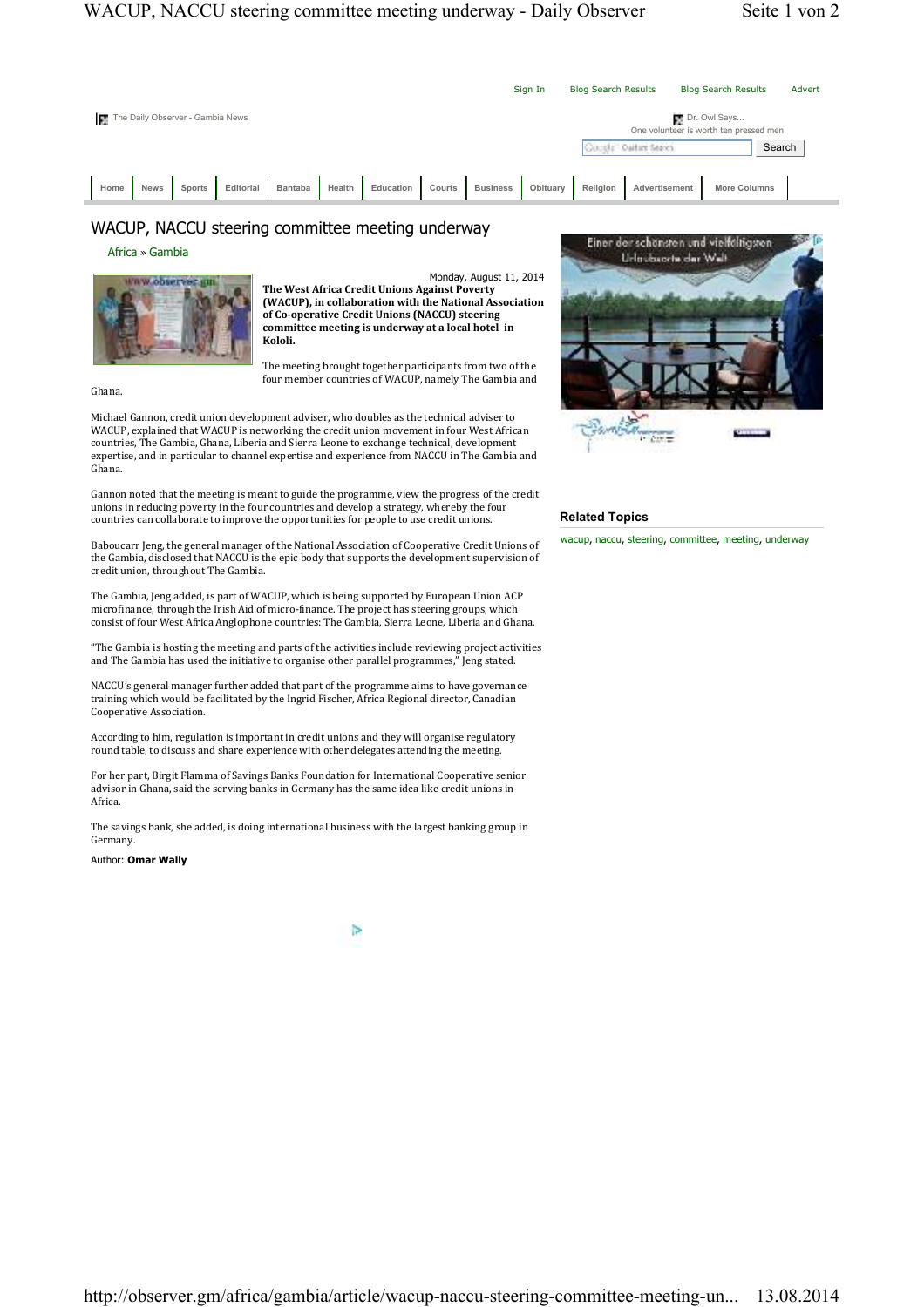# WACUP, NACCU steering committee meeting underway

Africa » Gambia

Monday, August 11, 2014

**The West Africa Credit Unions Against Poverty (WACUP), in collaboration with the National Association of Co-operative Credit Unions (NACCU) steering committee meeting is underway at a local hotel in Kololi.**

The meeting brought together participants from two of the four member countries of WACUP, namely The Gambia and Ghana.

Michael Gannon, credit union development adviser, who doubles as the technical adviser to WACUP, explained that WACUP is networking the credit union movement in four West African countries, The Gambia, Ghana, Liberia and Sierra Leone to exchange technical, development expertise, and in particular to channel expertise and experience from NACCU in The Gambia and Ghana.

Gannon noted that the meeting is meant to guide the programme, view the progress of the credit unions in reducing poverty in the four countries and develop a strategy, whereby the four countries can collaborate to improve the opportunities for people to use credit unions.

Baboucarr Jeng, the general manager of the National Association of Cooperative Credit Unions of the Gambia, disclosed that NACCU is the epic body that supports the development supervision of credit union, throughout The Gambia.

The Gambia, Jeng added, is part of WACUP, which is being supported by European Union ACP microfinance, through the Irish Aid of micro-finance. The project has steering groups, which consist of four West Africa Anglophone countries: The Gambia, Sierra Leone, Liberia and Ghana.

“The Gambia is hosting the meeting and parts of the activities include reviewing project activities and The Gambia has used the initiative to organise other parallel programmes,” Jeng stated.

NACCU’s general manager further added that part of the programme aims to have governance training which would be facilitated by the Ingrid Fischer, Africa Regional director, Canadian Cooperative Association.

According to him, regulation is important in credit unions and they will organise regulatory round table, to discuss and share experience with other delegates attending the meeting.

For her part, Birgit Flamma of Savings Banks Foundation for International Cooperative senior advisor in Ghana, said the serving banks in Germany has the same idea like credit unions in Africa.

The savings bank, she added, is doing international business with the largest banking group in Germany.

Author: **Omar Wally**

### Related Topics

wacup, naccu, steering, committee, meeting, underway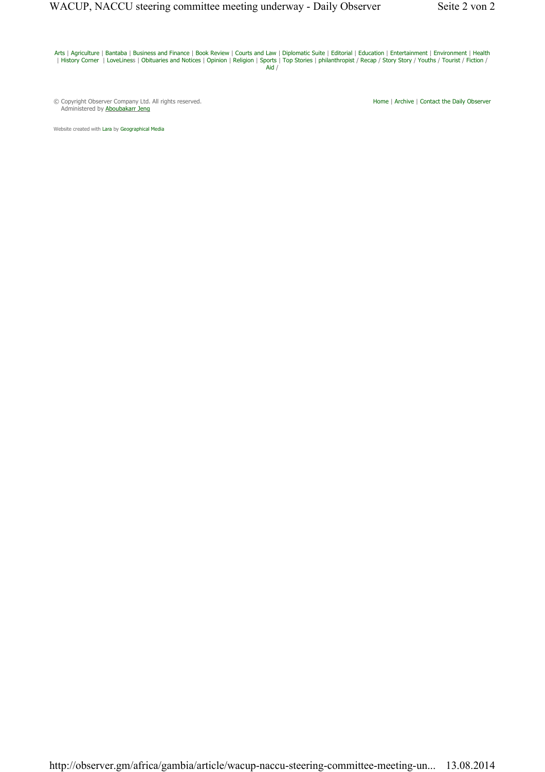Arts | Agriculture | Bantaba | Business and Finance | Book Review | Courts and Law | Diplomatic Suite | Editorial | Education | Entertainment | Environment | Health | History Corner | LoveLiness | Obituaries and Notices | Opinion | Religion | Sports | Top Stories | philanthropist / Recap / Story Story / Youths / Tourist / Fiction / Aid /

© Copyright Observer Company Ltd. All rights reserved.
Administered by Aboubakarr Jeng

Home | Archive | Contact the Daily Observer

Website created with Lara by Geographical Media